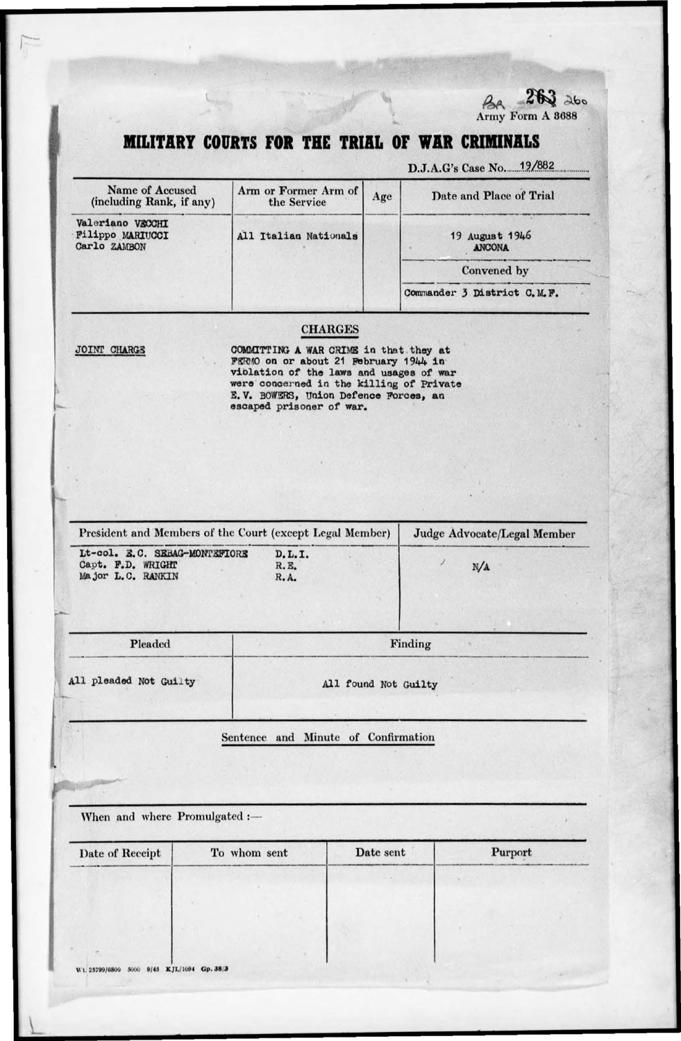BR 263 260

Army Form A 3688

# MILITARY COURTS FOR THE TRIAL OF WAR CRIMINALS

D.J.A.G's Case No. 19/882

| Name of Accused (including Rank, if any) | Arm or Former Arm of the Service | Age | Date and Place of Trial |
|---|---|---|---|
| Valeriano VECCHI<br>Filippo MARIUCCI<br>Carlo ZAMBON | All Italian Nationals | | 19 August 1946<br>ANCONA |
| | | | **Convened by** |
| | | | Commander 3 District C.M.F. |

## CHARGES

JOINT CHARGE

COMMITTING A WAR CRIME in that they at FERMO on or about 21 February 1944 in violation of the laws and usages of war were concerned in the killing of Private E.V. BOWERS, Union Defence Forces, an escaped prisoner of war.

| President and Members of the Court (except Legal Member) | | Judge Advocate/Legal Member |
|---|---|---|
| Lt-col. E.C. SEBAG-MONTEFIORE | D.L.I. | N/A |
| Capt. F.D. WRIGHT | R.E. | |
| Major L.C. RANKIN | R.A. | |

| Pleaded | Finding |
|---|---|
| All pleaded Not Guilty | All found Not Guilty |

Sentence and Minute of Confirmation

When and where Promulgated :—

| Date of Receipt | To whom sent | Date sent | Purport |
|---|---|---|---|
| | | | |

Wt. 25799/6800 5000 9/45 KJL/1094 Gp. 38/3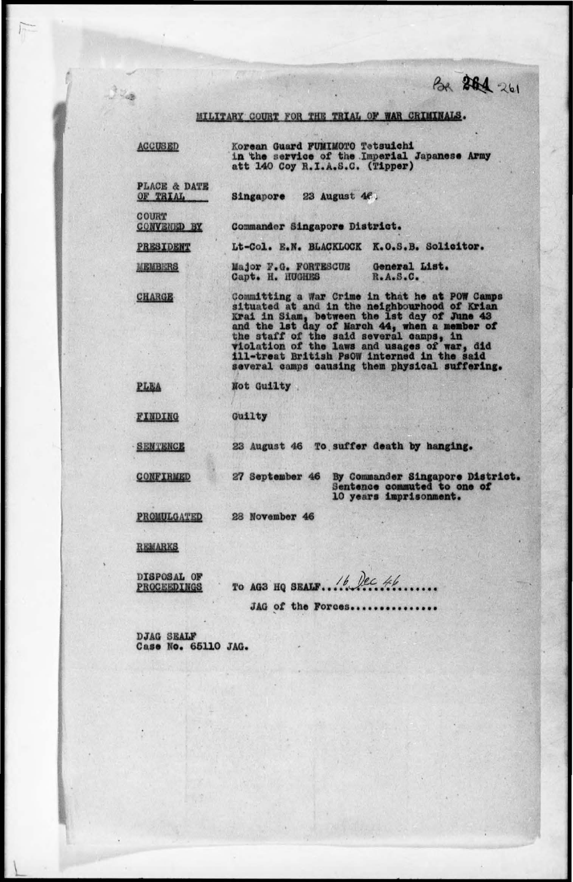Par ~~261~~ 261

## MILITARY COURT FOR THE TRIAL OF WAR CRIMINALS.

**ACCUSED** — Korean Guard FUMIMOTO Tetsuichi in the service of the Imperial Japanese Army att 140 Coy R.I.A.S.C. (Tipper)

**PLACE & DATE OF TRIAL** — Singapore 23 August 46.

**COURT CONVENED BY** — Commander Singapore District.

**PRESIDENT** — Lt-Col. E.N. BLACKLOCK K.O.S.B. Solicitor.

**MEMBERS** — Major F.G. FORTESCUE General List.
Capt. H. HUGHES R.A.S.C.

**CHARGE** — Committing a War Crime in that he at POW Camps situated at and in the neighbourhood of Krian Krai in Siam, between the 1st day of June 43 and the 1st day of March 44, when a member of the staff of the said several camps, in violation of the laws and usages of war, did ill-treat British PsOW interned in the said several camps causing them physical suffering.

**PLEA** — Not Guilty

**FINDING** — Guilty

**SENTENCE** — 23 August 46 To suffer death by hanging.

**CONFIRMED** — 27 September 46 By Commander Singapore District. Sentence commuted to one of 10 years imprisonment.

**PROMULGATED** — 28 November 46

**REMARKS**

**DISPOSAL OF PROCEEDINGS** — To AG3 HQ SEALF.....16 Dec 46.......
JAG of the Forces...............

DJAG SEALF
Case No. 65110 JAG.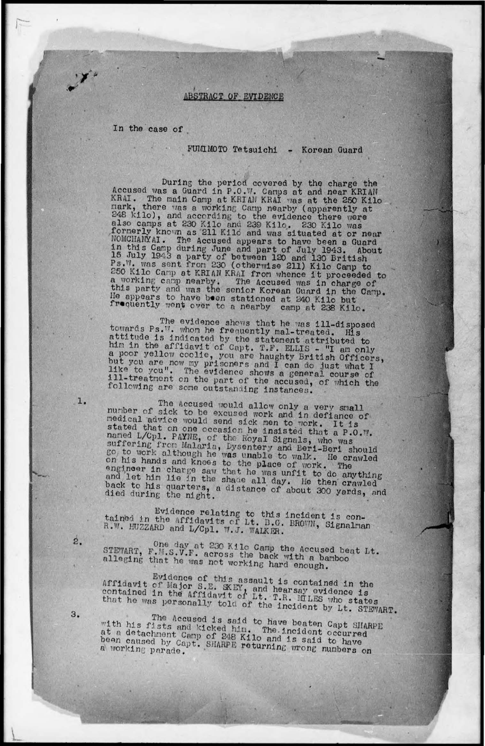## ABSTRACT OF EVIDENCE

In the case of

FUMIMOTO Tetsuichi - Korean Guard

During the period covered by the charge the Accused was a Guard in P.O.W. Camps at and near KRIAN KRAI. The main Camp at KRIAN KRAI was at the 250 Kilo mark, there was a working Camp nearby (apparently at 248 Kilo), and according to the evidence there were also camps at 230 Kilo and 239 Kilo. 230 Kilo was formerly known as 211 Kilo and was situated at or near NOMCHANYAI. The Accused appears to have been a Guard in this Camp during June and part of July 1943. About 15 July 1943 a party of between 120 and 130 British Ps.W. was sent from 230 (otherwise 211) Kilo Camp to 250 Kilo Camp at KRIAN KRAI from whence it proceeded to a working camp nearby. The Accused was in charge of this party and was the senior Korean Guard in the Camp. He appears to have been stationed at 240 Kilo but frequently went over to a nearby camp at 238 Kilo.

The evidence shows that he was ill-disposed towards Ps.W. whom he frequently mal-treated. His attitude is indicated by the statement attributed to him in the affidavit of Capt. T.F. ELLIS - "I am only a poor yellow coolie, you are haughty British Officers, but you are now my prisoners and I can do just what I like to you". The evidence shows a general course of ill-treatment on the part of the accused, of which the following are some outstanding instances.

1. The Accused would allow only a very small number of sick to be excused work and in defiance of medical advice would send sick men to work. It is stated that on one occasion he insisted that a P.O.W. named L/Cpl. PAYNE, of the Royal Signals, who was suffering from Malaria, Dysentery and Beri-Beri should go to work although he was unable to walk. He crawled on his hands and knees to the place of work. The engineer in charge saw that he was unfit to do anything and let him lie in the shade all day. He then crawled back to his quarters, a distance of about 300 yards, and died during the night.

   Evidence relating to this incident is contained in the Affidavits of Lt. B.G. BROWN, Signalman R.W. HUZZARD and L/Cpl. W.J. WALKER.

2. One day at 230 Kilo Camp the Accused beat Lt. STEWART, F.M.S.V.F. across the back with a bamboo alleging that he was not working hard enough.

   Evidence of this assault is contained in the Affidavit of Major S.E. SKEY, and hearsay evidence is contained in the Affidavit of Lt. T.R. MILES who states that he was personally told of the incident by Lt. STEWART.

3. The Accused is said to have beaten Capt SHARPE with his fists and kicked him. The incident occurred at a detachment Camp of 248 Kilo and is said to have been caused by Capt. SHARPE returning wrong numbers on a working parade.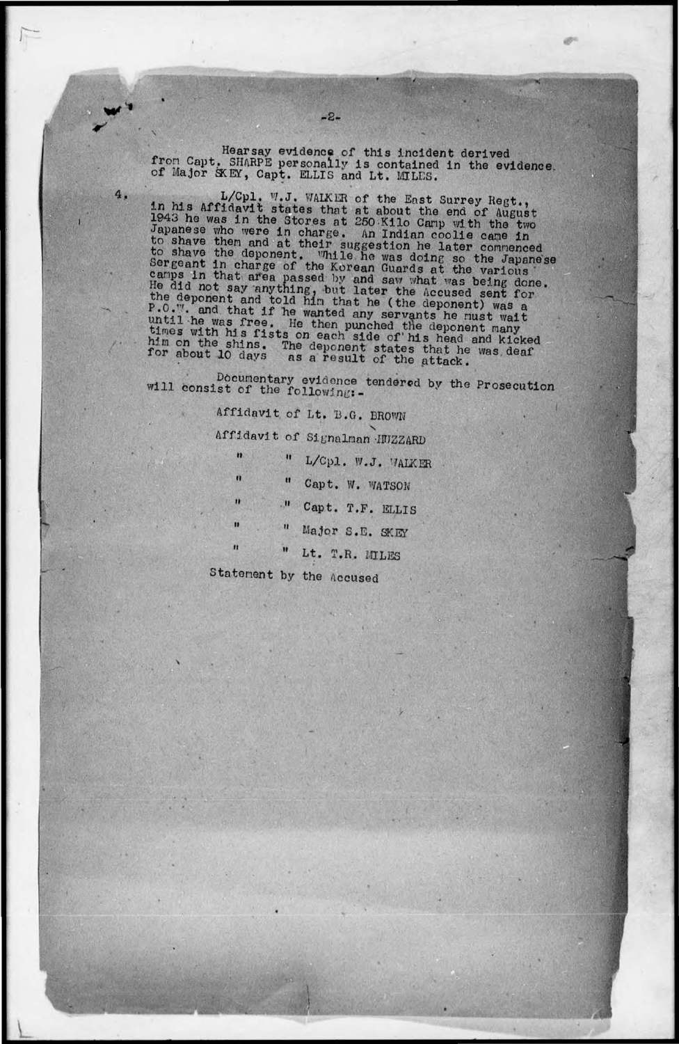Hearsay evidence of this incident derived from Capt. SHARPE personally is contained in the evidence of Major SKEY, Capt. ELLIS and Lt. MILES.

4. L/Cpl. W.J. WALKER of the East Surrey Regt., in his Affidavit states that at about the end of August 1943 he was in the Stores at 250 Kilo Camp with the two Japanese who were in charge. An Indian coolie came in to shave them and at their suggestion he later commenced to shave the deponent. While he was doing so the Japanese Sergeant in charge of the Korean Guards at the various camps in that area passed by and saw what was being done. He did not say anything, but later the Accused sent for the deponent and told him that he (the deponent) was a P.O.W. and that if he wanted any servants he must wait until he was free. He then punched the deponent many times with his fists on each side of his head and kicked him on the shins. The deponent states that he was deaf for about 10 days as a result of the attack.

Documentary evidence tendered by the Prosecution will consist of the following:-

Affidavit of Lt. B.G. BROWN

Affidavit of Signalman HUZZARD

" " L/Cpl. W.J. WALKER

" " Capt. W. WATSON

" " Capt. T.F. ELLIS

" " Major S.E. SKEY

" " Lt. T.R. MILES

Statement by the Accused